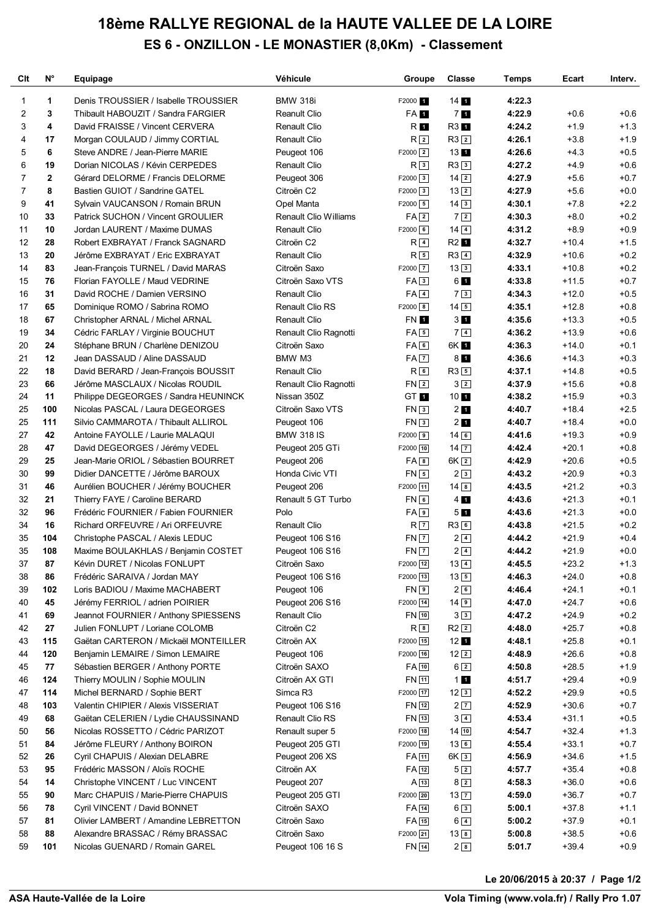# 18ème RALLYE REGIONAL de la HAUTE VALLEE DE LA LOIRE

## ES 6 - ONZILLON - LE MONASTIER (8,0Km) - Classement

| Clt | N° | Equipage | Véhicule | Groupe | Classe | Temps | Ecart | Interv. |
|---|---|---|---|---|---|---|---|---|
| 1 | 1 | Denis TROUSSIER / Isabelle TROUSSIER | BMW 318i | F2000 1 | 14 1 | 4:22.3 | | |
| 2 | 3 | Thibault HABOUZIT / Sandra FARGIER | Reanult Clio | FA 1 | 7 1 | 4:22.9 | +0.6 | +0.6 |
| 3 | 4 | David FRAISSE / Vincent CERVERA | Renault Clio | R 1 | R3 1 | 4:24.2 | +1.9 | +1.3 |
| 4 | 17 | Morgan COULAUD / Jimmy CORTIAL | Renault Clio | R 2 | R3 2 | 4:26.1 | +3.8 | +1.9 |
| 5 | 6 | Steve ANDRE / Jean-Pierre MARIE | Peugeot 106 | F2000 2 | 13 1 | 4:26.6 | +4.3 | +0.5 |
| 6 | 19 | Dorian NICOLAS / Kévin CERPEDES | Renault Clio | R 3 | R3 3 | 4:27.2 | +4.9 | +0.6 |
| 7 | 2 | Gérard DELORME / Francis DELORME | Peugeot 306 | F2000 3 | 14 2 | 4:27.9 | +5.6 | +0.7 |
| 7 | 8 | Bastien GUIOT / Sandrine GATEL | Citroën C2 | F2000 3 | 13 2 | 4:27.9 | +5.6 | +0.0 |
| 9 | 41 | Sylvain VAUCANSON / Romain BRUN | Opel Manta | F2000 5 | 14 3 | 4:30.1 | +7.8 | +2.2 |
| 10 | 33 | Patrick SUCHON / Vincent GROULIER | Renault Clio Williams | FA 2 | 7 2 | 4:30.3 | +8.0 | +0.2 |
| 11 | 10 | Jordan LAURENT / Maxime DUMAS | Renault Clio | F2000 6 | 14 4 | 4:31.2 | +8.9 | +0.9 |
| 12 | 28 | Robert EXBRAYAT / Franck SAGNARD | Citroën C2 | R 4 | R2 1 | 4:32.7 | +10.4 | +1.5 |
| 13 | 20 | Jérôme EXBRAYAT / Eric EXBRAYAT | Renault Clio | R 5 | R3 4 | 4:32.9 | +10.6 | +0.2 |
| 14 | 83 | Jean-François TURNEL / David MARAS | Citroën Saxo | F2000 7 | 13 3 | 4:33.1 | +10.8 | +0.2 |
| 15 | 76 | Florian FAYOLLE / Maud VEDRINE | Citroën Saxo VTS | FA 3 | 6 1 | 4:33.8 | +11.5 | +0.7 |
| 16 | 31 | David ROCHE / Damien VERSINO | Renault Clio | FA 4 | 7 3 | 4:34.3 | +12.0 | +0.5 |
| 17 | 65 | Dominique ROMO / Sabrina ROMO | Renault Clio RS | F2000 8 | 14 5 | 4:35.1 | +12.8 | +0.8 |
| 18 | 67 | Christopher ARNAL / Michel ARNAL | Renault Clio | FN 1 | 3 1 | 4:35.6 | +13.3 | +0.5 |
| 19 | 34 | Cédric FARLAY / Virginie BOUCHUT | Renault Clio Ragnotti | FA 5 | 7 4 | 4:36.2 | +13.9 | +0.6 |
| 20 | 24 | Stéphane BRUN / Charlène DENIZOU | Citroën Saxo | FA 6 | 6K 1 | 4:36.3 | +14.0 | +0.1 |
| 21 | 12 | Jean DASSAUD / Aline DASSAUD | BMW M3 | FA 7 | 8 1 | 4:36.6 | +14.3 | +0.3 |
| 22 | 18 | David BERARD / Jean-François BOUSSIT | Renault Clio | R 6 | R3 5 | 4:37.1 | +14.8 | +0.5 |
| 23 | 66 | Jérôme MASCLAUX / Nicolas ROUDIL | Renault Clio Ragnotti | FN 2 | 3 2 | 4:37.9 | +15.6 | +0.8 |
| 24 | 11 | Philippe DEGEORGES / Sandra HEUNINCK | Nissan 350Z | GT 1 | 10 1 | 4:38.2 | +15.9 | +0.3 |
| 25 | 100 | Nicolas PASCAL / Laura DEGEORGES | Citroën Saxo VTS | FN 3 | 2 1 | 4:40.7 | +18.4 | +2.5 |
| 25 | 111 | Silvio CAMMAROTA / Thibault ALLIROL | Peugeot 106 | FN 3 | 2 1 | 4:40.7 | +18.4 | +0.0 |
| 27 | 42 | Antoine FAYOLLE / Laurie MALAQUI | BMW 318 IS | F2000 9 | 14 6 | 4:41.6 | +19.3 | +0.9 |
| 28 | 47 | David DEGEORGES / Jérémy VEDEL | Peugeot 205 GTi | F2000 10 | 14 7 | 4:42.4 | +20.1 | +0.8 |
| 29 | 25 | Jean-Marie ORIOL / Sébastien BOURRET | Peugeot 206 | FA 8 | 6K 2 | 4:42.9 | +20.6 | +0.5 |
| 30 | 99 | Didier DANCETTE / Jérôme BAROUX | Honda Civic VTI | FN 5 | 2 3 | 4:43.2 | +20.9 | +0.3 |
| 31 | 46 | Aurélien BOUCHER / Jérémy BOUCHER | Peugeot 206 | F2000 11 | 14 8 | 4:43.5 | +21.2 | +0.3 |
| 32 | 21 | Thierry FAYE / Caroline BERARD | Renault 5 GT Turbo | FN 6 | 4 1 | 4:43.6 | +21.3 | +0.1 |
| 32 | 96 | Frédéric FOURNIER / Fabien FOURNIER | Polo | FA 9 | 5 1 | 4:43.6 | +21.3 | +0.0 |
| 34 | 16 | Richard ORFEUVRE / Ari ORFEUVRE | Renault Clio | R 7 | R3 6 | 4:43.8 | +21.5 | +0.2 |
| 35 | 104 | Christophe PASCAL / Alexis LEDUC | Peugeot 106 S16 | FN 7 | 2 4 | 4:44.2 | +21.9 | +0.4 |
| 35 | 108 | Maxime BOULAKHLAS / Benjamin COSTET | Peugeot 106 S16 | FN 7 | 2 4 | 4:44.2 | +21.9 | +0.0 |
| 37 | 87 | Kévin DURET / Nicolas FONLUPT | Citroën Saxo | F2000 12 | 13 4 | 4:45.5 | +23.2 | +1.3 |
| 38 | 86 | Frédéric SARAIVA / Jordan MAY | Peugeot 106 S16 | F2000 13 | 13 5 | 4:46.3 | +24.0 | +0.8 |
| 39 | 102 | Loris BADIOU / Maxime MACHABERT | Peugeot 106 | FN 9 | 2 6 | 4:46.4 | +24.1 | +0.1 |
| 40 | 45 | Jérémy FERRIOL / adrien POIRIER | Peugeot 206 S16 | F2000 14 | 14 9 | 4:47.0 | +24.7 | +0.6 |
| 41 | 69 | Jeannot FOURNIER / Anthony SPIESSENS | Renault Clio | FN 10 | 3 3 | 4:47.2 | +24.9 | +0.2 |
| 42 | 27 | Julien FONLUPT / Loriane COLOMB | Citroën C2 | R 8 | R2 2 | 4:48.0 | +25.7 | +0.8 |
| 43 | 115 | Gaëtan CARTERON / Mickaël MONTEILLER | Citroën AX | F2000 15 | 12 1 | 4:48.1 | +25.8 | +0.1 |
| 44 | 120 | Benjamin LEMAIRE / Simon LEMAIRE | Peugeot 106 | F2000 16 | 12 2 | 4:48.9 | +26.6 | +0.8 |
| 45 | 77 | Sébastien BERGER / Anthony PORTE | Citroën SAXO | FA 10 | 6 2 | 4:50.8 | +28.5 | +1.9 |
| 46 | 124 | Thierry MOULIN / Sophie MOULIN | Citroën AX GTI | FN 11 | 1 1 | 4:51.7 | +29.4 | +0.9 |
| 47 | 114 | Michel BERNARD / Sophie BERT | Simca R3 | F2000 17 | 12 3 | 4:52.2 | +29.9 | +0.5 |
| 48 | 103 | Valentin CHIPIER / Alexis VISSERIAT | Peugeot 106 S16 | FN 12 | 2 7 | 4:52.9 | +30.6 | +0.7 |
| 49 | 68 | Gaëtan CELERIEN / Lydie CHAUSSINAND | Renault Clio RS | FN 13 | 3 4 | 4:53.4 | +31.1 | +0.5 |
| 50 | 56 | Nicolas ROSSETTO / Cédric PARIZOT | Renault super 5 | F2000 18 | 14 10 | 4:54.7 | +32.4 | +1.3 |
| 51 | 84 | Jérôme FLEURY / Anthony BOIRON | Peugeot 205 GTI | F2000 19 | 13 6 | 4:55.4 | +33.1 | +0.7 |
| 52 | 26 | Cyril CHAPUIS / Alexian DELABRE | Peugeot 206 XS | FA 11 | 6K 3 | 4:56.9 | +34.6 | +1.5 |
| 53 | 95 | Frédéric MASSON / Aloïs ROCHE | Citroën AX | FA 12 | 5 2 | 4:57.7 | +35.4 | +0.8 |
| 54 | 14 | Christophe VINCENT / Luc VINCENT | Peugeot 207 | A 13 | 8 2 | 4:58.3 | +36.0 | +0.6 |
| 55 | 90 | Marc CHAPUIS / Marie-Pierre CHAPUIS | Peugeot 205 GTI | F2000 20 | 13 7 | 4:59.0 | +36.7 | +0.7 |
| 56 | 78 | Cyril VINCENT / David BONNET | Citroën SAXO | FA 14 | 6 3 | 5:00.1 | +37.8 | +1.1 |
| 57 | 81 | Olivier LAMBERT / Amandine LEBRETTON | Citroën Saxo | FA 15 | 6 4 | 5:00.2 | +37.9 | +0.1 |
| 58 | 88 | Alexandre BRASSAC / Rémy BRASSAC | Citroën Saxo | F2000 21 | 13 8 | 5:00.8 | +38.5 | +0.6 |
| 59 | 101 | Nicolas GUENARD / Romain GAREL | Peugeot 106 16 S | FN 14 | 2 8 | 5:01.7 | +39.4 | +0.9 |

Le 20/06/2015 à 20:37

ASA Haute-Vallée de la Loire — Vola Timing (www.vola.fr) / Rally Pro 1.07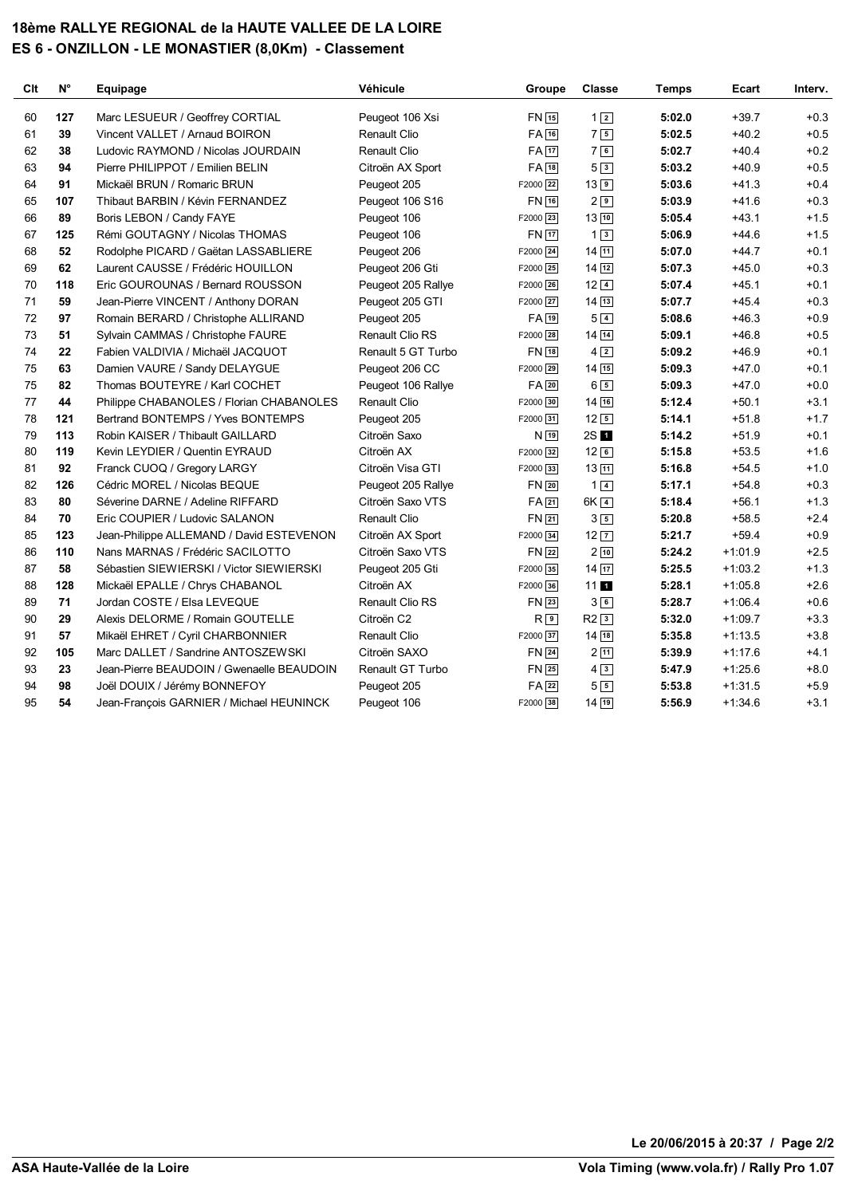## 18ème RALLYE REGIONAL de la HAUTE VALLEE DE LA LOIRE
## ES 6 - ONZILLON - LE MONASTIER (8,0Km) - Classement

| Clt | N° | Equipage | Véhicule | Groupe | Classe | Temps | Ecart | Interv. |
|---|---|---|---|---|---|---|---|---|
| 60 | 127 | Marc LESUEUR / Geoffrey CORTIAL | Peugeot 106 Xsi | FN 15 | 1 2 | 5:02.0 | +39.7 | +0.3 |
| 61 | 39 | Vincent VALLET / Arnaud BOIRON | Renault Clio | FA 16 | 7 5 | 5:02.5 | +40.2 | +0.5 |
| 62 | 38 | Ludovic RAYMOND / Nicolas JOURDAIN | Renault Clio | FA 17 | 7 6 | 5:02.7 | +40.4 | +0.2 |
| 63 | 94 | Pierre PHILIPPOT / Emilien BELIN | Citroën AX Sport | FA 18 | 5 3 | 5:03.2 | +40.9 | +0.5 |
| 64 | 91 | Mickaël BRUN / Romaric BRUN | Peugeot 205 | F2000 22 | 13 9 | 5:03.6 | +41.3 | +0.4 |
| 65 | 107 | Thibaut BARBIN / Kévin FERNANDEZ | Peugeot 106 S16 | FN 16 | 2 9 | 5:03.9 | +41.6 | +0.3 |
| 66 | 89 | Boris LEBON / Candy FAYE | Peugeot 106 | F2000 23 | 13 10 | 5:05.4 | +43.1 | +1.5 |
| 67 | 125 | Rémi GOUTAGNY / Nicolas THOMAS | Peugeot 106 | FN 17 | 1 3 | 5:06.9 | +44.6 | +1.5 |
| 68 | 52 | Rodolphe PICARD / Gaëtan LASSABLIERE | Peugeot 206 | F2000 24 | 14 11 | 5:07.0 | +44.7 | +0.1 |
| 69 | 62 | Laurent CAUSSE / Frédéric HOUILLON | Peugeot 206 Gti | F2000 25 | 14 12 | 5:07.3 | +45.0 | +0.3 |
| 70 | 118 | Eric GOUROUNAS / Bernard ROUSSON | Peugeot 205 Rallye | F2000 26 | 12 4 | 5:07.4 | +45.1 | +0.1 |
| 71 | 59 | Jean-Pierre VINCENT / Anthony DORAN | Peugeot 205 GTI | F2000 27 | 14 13 | 5:07.7 | +45.4 | +0.3 |
| 72 | 97 | Romain BERARD / Christophe ALLIRAND | Peugeot 205 | FA 19 | 5 4 | 5:08.6 | +46.3 | +0.9 |
| 73 | 51 | Sylvain CAMMAS / Christophe FAURE | Renault Clio RS | F2000 28 | 14 14 | 5:09.1 | +46.8 | +0.5 |
| 74 | 22 | Fabien VALDIVIA / Michaël JACQUOT | Renault 5 GT Turbo | FN 18 | 4 2 | 5:09.2 | +46.9 | +0.1 |
| 75 | 63 | Damien VAURE / Sandy DELAYGUE | Peugeot 206 CC | F2000 29 | 14 15 | 5:09.3 | +47.0 | +0.1 |
| 75 | 82 | Thomas BOUTEYRE / Karl COCHET | Peugeot 106 Rallye | FA 20 | 6 5 | 5:09.3 | +47.0 | +0.0 |
| 77 | 44 | Philippe CHABANOLES / Florian CHABANOLES | Renault Clio | F2000 30 | 14 16 | 5:12.4 | +50.1 | +3.1 |
| 78 | 121 | Bertrand BONTEMPS / Yves BONTEMPS | Peugeot 205 | F2000 31 | 12 5 | 5:14.1 | +51.8 | +1.7 |
| 79 | 113 | Robin KAISER / Thibault GAILLARD | Citroën Saxo | N 19 | 2S 1 | 5:14.2 | +51.9 | +0.1 |
| 80 | 119 | Kevin LEYDIER / Quentin EYRAUD | Citroën AX | F2000 32 | 12 6 | 5:15.8 | +53.5 | +1.6 |
| 81 | 92 | Franck CUOQ / Gregory LARGY | Citroën Visa GTI | F2000 33 | 13 11 | 5:16.8 | +54.5 | +1.0 |
| 82 | 126 | Cédric MOREL / Nicolas BEQUE | Peugeot 205 Rallye | FN 20 | 1 4 | 5:17.1 | +54.8 | +0.3 |
| 83 | 80 | Séverine DARNE / Adeline RIFFARD | Citroën Saxo VTS | FA 21 | 6K 4 | 5:18.4 | +56.1 | +1.3 |
| 84 | 70 | Eric COUPIER / Ludovic SALANON | Renault Clio | FN 21 | 3 5 | 5:20.8 | +58.5 | +2.4 |
| 85 | 123 | Jean-Philippe ALLEMAND / David ESTEVENON | Citroën AX Sport | F2000 34 | 12 7 | 5:21.7 | +59.4 | +0.9 |
| 86 | 110 | Nans MARNAS / Frédéric SACILOTTO | Citroën Saxo VTS | FN 22 | 2 10 | 5:24.2 | +1:01.9 | +2.5 |
| 87 | 58 | Sébastien SIEWIERSKI / Victor SIEWIERSKI | Peugeot 205 Gti | F2000 35 | 14 17 | 5:25.5 | +1:03.2 | +1.3 |
| 88 | 128 | Mickaël EPALLE / Chrys CHABANOL | Citroën AX | F2000 36 | 11 1 | 5:28.1 | +1:05.8 | +2.6 |
| 89 | 71 | Jordan COSTE / Elsa LEVEQUE | Renault Clio RS | FN 23 | 3 6 | 5:28.7 | +1:06.4 | +0.6 |
| 90 | 29 | Alexis DELORME / Romain GOUTELLE | Citroën C2 | R 9 | R2 3 | 5:32.0 | +1:09.7 | +3.3 |
| 91 | 57 | Mikaël EHRET / Cyril CHARBONNIER | Renault Clio | F2000 37 | 14 18 | 5:35.8 | +1:13.5 | +3.8 |
| 92 | 105 | Marc DALLET / Sandrine ANTOSZEWSKI | Citroën SAXO | FN 24 | 2 11 | 5:39.9 | +1:17.6 | +4.1 |
| 93 | 23 | Jean-Pierre BEAUDOIN / Gwenaelle BEAUDOIN | Renault GT Turbo | FN 25 | 4 3 | 5:47.9 | +1:25.6 | +8.0 |
| 94 | 98 | Joël DOUIX / Jérémy BONNEFOY | Peugeot 205 | FA 22 | 5 5 | 5:53.8 | +1:31.5 | +5.9 |
| 95 | 54 | Jean-François GARNIER / Michael HEUNINCK | Peugeot 106 | F2000 38 | 14 19 | 5:56.9 | +1:34.6 | +3.1 |

Le 20/06/2015 à 20:37

ASA Haute-Vallée de la Loire

Vola Timing (www.vola.fr) / Rally Pro 1.07